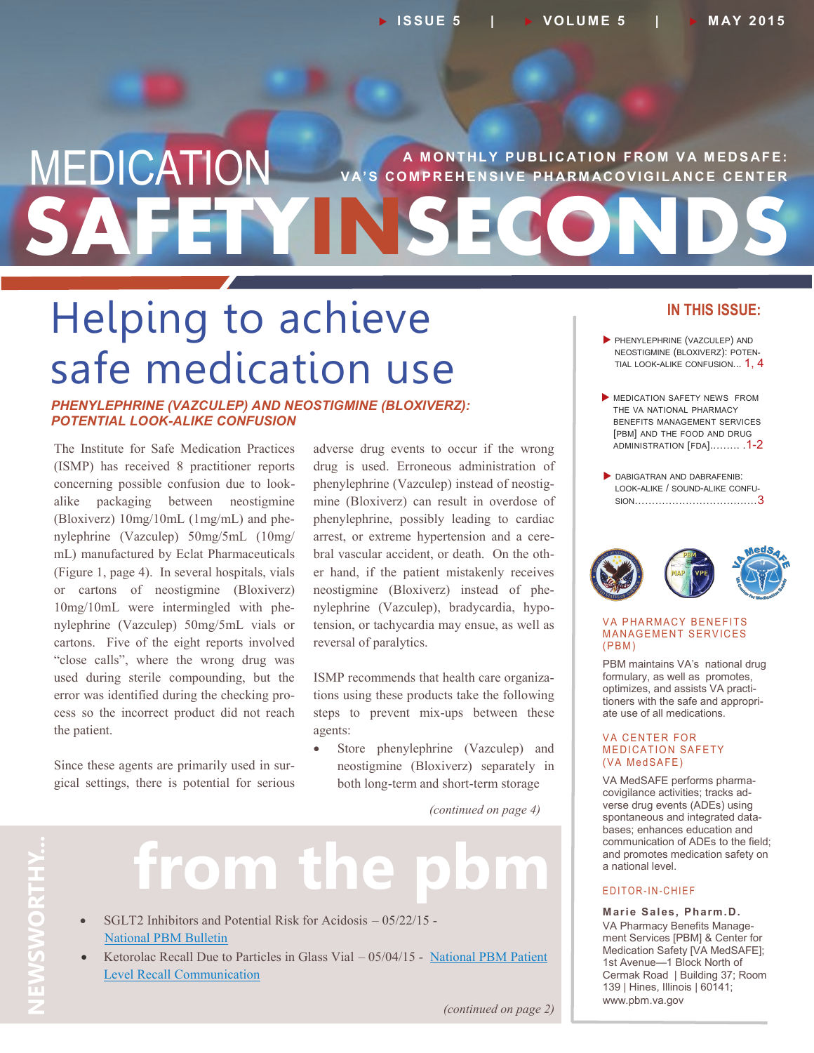# MEDICATION SAFETY IN SECONDS

A MONTHLY PUBLICATION FROM VA MEDSAFE: VA'S COMPREHENSIVE PHARMACOVIGILANCE CENTER

# Helping to achieve safe medication use

## PHENYLEPHRINE (VAZCULEP) AND NEOSTIGMINE (BLOXIVERZ): POTENTIAL LOOK-ALIKE CONFUSION

The Institute for Safe Medication Practices (ISMP) has received 8 practitioner reports concerning possible confusion due to look-alike packaging between neostigmine (Bloxiverz) 10mg/10mL (1mg/mL) and phenylephrine (Vazculep) 50mg/5mL (10mg/mL) manufactured by Eclat Pharmaceuticals (Figure 1, page 4). In several hospitals, vials or cartons of neostigmine (Bloxiverz) 10mg/10mL were intermingled with phenylephrine (Vazculep) 50mg/5mL vials or cartons. Five of the eight reports involved "close calls", where the wrong drug was used during sterile compounding, but the error was identified during the checking process so the incorrect product did not reach the patient.

Since these agents are primarily used in surgical settings, there is potential for serious adverse drug events to occur if the wrong drug is used. Erroneous administration of phenylephrine (Vazculep) instead of neostigmine (Bloxiverz) can result in overdose of phenylephrine, possibly leading to cardiac arrest, or extreme hypertension and a cerebral vascular accident, or death. On the other hand, if the patient mistakenly receives neostigmine (Bloxiverz) instead of phenylephrine (Vazculep), bradycardia, hypotension, or tachycardia may ensue, as well as reversal of paralytics.

ISMP recommends that health care organizations using these products take the following steps to prevent mix-ups between these agents:

- Store phenylephrine (Vazculep) and neostigmine (Bloxiverz) separately in both long-term and short-term storage

*(continued on page 4)*

## NEWSWORTHY... from the pbm

- SGLT2 Inhibitors and Potential Risk for Acidosis – 05/22/15 - National PBM Bulletin
- Ketorolac Recall Due to Particles in Glass Vial – 05/04/15 - National PBM Patient Level Recall Communication

*(continued on page 2)*

## IN THIS ISSUE:

- PHENYLEPHRINE (VAZCULEP) AND NEOSTIGMINE (BLOXIVERZ): POTENTIAL LOOK-ALIKE CONFUSION... 1, 4
- MEDICATION SAFETY NEWS FROM THE VA NATIONAL PHARMACY BENEFITS MANAGEMENT SERVICES [PBM] AND THE FOOD AND DRUG ADMINISTRATION [FDA]......... 1-2
- DABIGATRAN AND DABRAFENIB: LOOK-ALIKE / SOUND-ALIKE CONFUSION.................................... 3

### VA PHARMACY BENEFITS MANAGEMENT SERVICES (PBM)

PBM maintains VA's national drug formulary, as well as promotes, optimizes, and assists VA practitioners with the safe and appropriate use of all medications.

### VA CENTER FOR MEDICATION SAFETY (VA MedSAFE)

VA MedSAFE performs pharmacovigilance activities; tracks adverse drug events (ADEs) using spontaneous and integrated databases; enhances education and communication of ADEs to the field; and promotes medication safety on a national level.

### EDITOR-IN-CHIEF

**Marie Sales, Pharm.D.**
VA Pharmacy Benefits Management Services [PBM] & Center for Medication Safety [VA MedSAFE]; 1st Avenue—1 Block North of Cermak Road | Building 37; Room 139 | Hines, Illinois | 60141; www.pbm.va.gov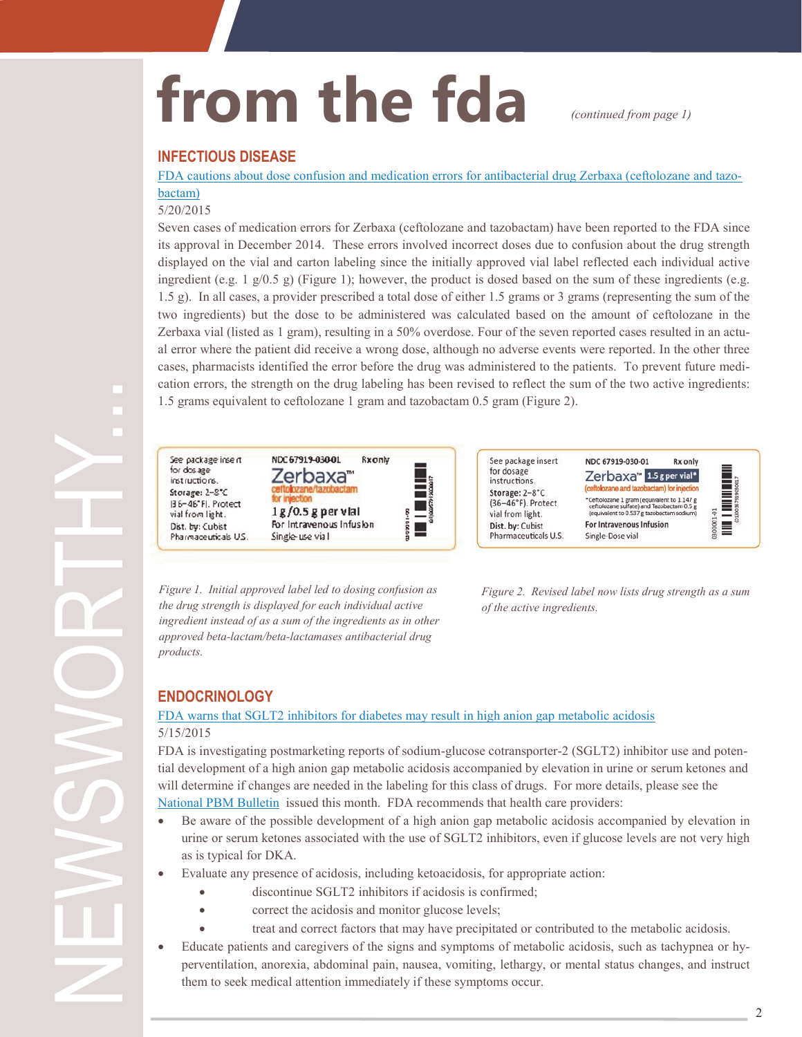# from the fda

*(continued from page 1)*

## INFECTIOUS DISEASE

FDA cautions about dose confusion and medication errors for antibacterial drug Zerbaxa (ceftolozane and tazobactam)

5/20/2015

Seven cases of medication errors for Zerbaxa (ceftolozane and tazobactam) have been reported to the FDA since its approval in December 2014. These errors involved incorrect doses due to confusion about the drug strength displayed on the vial and carton labeling since the initially approved vial label reflected each individual active ingredient (e.g. 1 g/0.5 g) (Figure 1); however, the product is dosed based on the sum of these ingredients (e.g. 1.5 g). In all cases, a provider prescribed a total dose of either 1.5 grams or 3 grams (representing the sum of the two ingredients) but the dose to be administered was calculated based on the amount of ceftolozane in the Zerbaxa vial (listed as 1 gram), resulting in a 50% overdose. Four of the seven reported cases resulted in an actual error where the patient did receive a wrong dose, although no adverse events were reported. In the other three cases, pharmacists identified the error before the drug was administered to the patients. To prevent future medication errors, the strength on the drug labeling has been revised to reflect the sum of the two active ingredients: 1.5 grams equivalent to ceftolozane 1 gram and tazobactam 0.5 gram (Figure 2).

*Figure 1. Initial approved label led to dosing confusion as the drug strength is displayed for each individual active ingredient instead of as a sum of the ingredients as in other approved beta-lactam/beta-lactamases antibacterial drug products.*

*Figure 2. Revised label now lists drug strength as a sum of the active ingredients.*

## ENDOCRINOLOGY

FDA warns that SGLT2 inhibitors for diabetes may result in high anion gap metabolic acidosis

5/15/2015

FDA is investigating postmarketing reports of sodium-glucose cotransporter-2 (SGLT2) inhibitor use and potential development of a high anion gap metabolic acidosis accompanied by elevation in urine or serum ketones and will determine if changes are needed in the labeling for this class of drugs. For more details, please see the National PBM Bulletin issued this month. FDA recommends that health care providers:

- Be aware of the possible development of a high anion gap metabolic acidosis accompanied by elevation in urine or serum ketones associated with the use of SGLT2 inhibitors, even if glucose levels are not very high as is typical for DKA.
- Evaluate any presence of acidosis, including ketoacidosis, for appropriate action:
  - discontinue SGLT2 inhibitors if acidosis is confirmed;
  - correct the acidosis and monitor glucose levels;
  - treat and correct factors that may have precipitated or contributed to the metabolic acidosis.
- Educate patients and caregivers of the signs and symptoms of metabolic acidosis, such as tachypnea or hyperventilation, anorexia, abdominal pain, nausea, vomiting, lethargy, or mental status changes, and instruct them to seek medical attention immediately if these symptoms occur.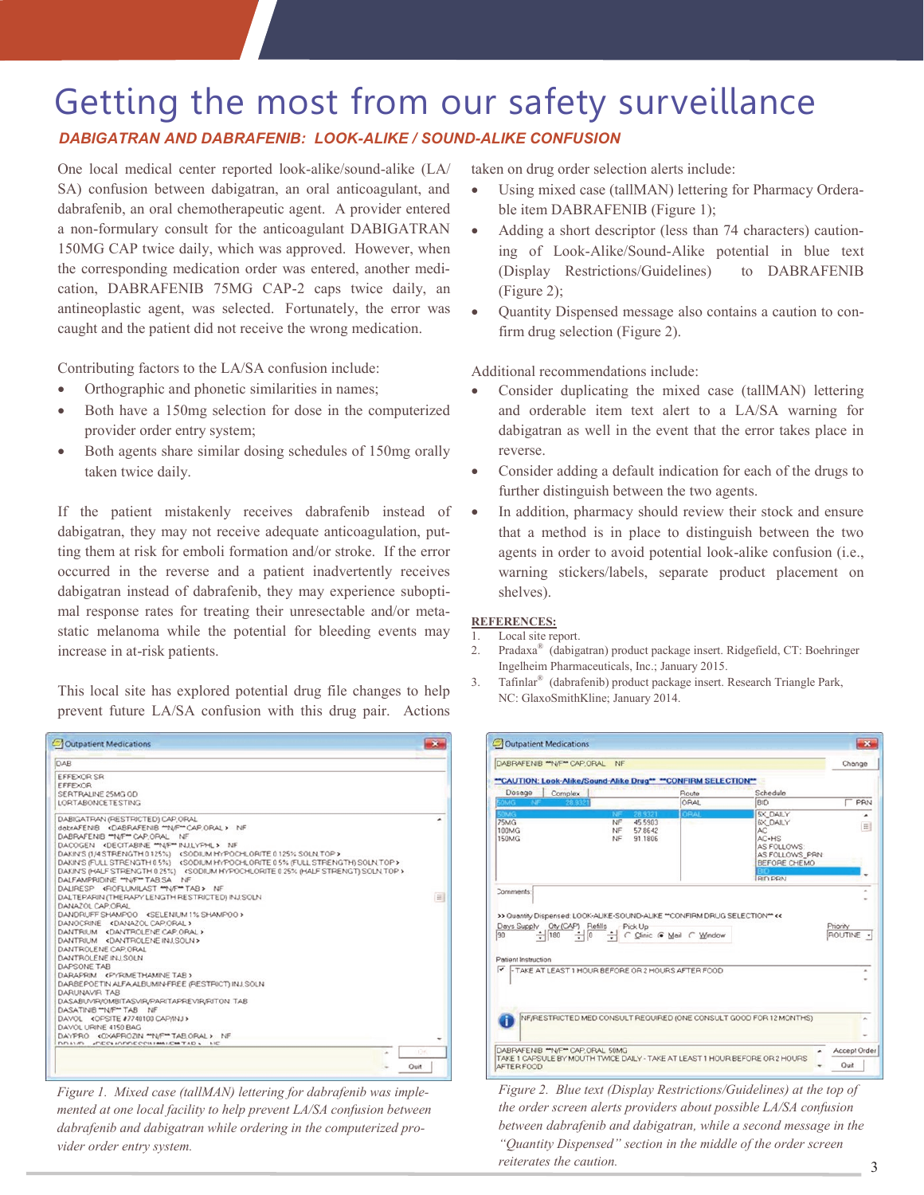# Getting the most from our safety surveillance

***DABIGATRAN AND DABRAFENIB: LOOK-ALIKE / SOUND-ALIKE CONFUSION***

One local medical center reported look-alike/sound-alike (LA/SA) confusion between dabigatran, an oral anticoagulant, and dabrafenib, an oral chemotherapeutic agent. A provider entered a non-formulary consult for the anticoagulant DABIGATRAN 150MG CAP twice daily, which was approved. However, when the corresponding medication order was entered, another medication, DABRAFENIB 75MG CAP-2 caps twice daily, an antineoplastic agent, was selected. Fortunately, the error was caught and the patient did not receive the wrong medication.

Contributing factors to the LA/SA confusion include:

- Orthographic and phonetic similarities in names;
- Both have a 150mg selection for dose in the computerized provider order entry system;
- Both agents share similar dosing schedules of 150mg orally taken twice daily.

If the patient mistakenly receives dabrafenib instead of dabigatran, they may not receive adequate anticoagulation, putting them at risk for emboli formation and/or stroke. If the error occurred in the reverse and a patient inadvertently receives dabigatran instead of dabrafenib, they may experience suboptimal response rates for treating their unresectable and/or metastatic melanoma while the potential for bleeding events may increase in at-risk patients.

This local site has explored potential drug file changes to help prevent future LA/SA confusion with this drug pair. Actions taken on drug order selection alerts include:

- Using mixed case (tallMAN) lettering for Pharmacy Orderable item DABRAFENIB (Figure 1);
- Adding a short descriptor (less than 74 characters) cautioning of Look-Alike/Sound-Alike potential in blue text (Display Restrictions/Guidelines) to DABRAFENIB (Figure 2);
- Quantity Dispensed message also contains a caution to confirm drug selection (Figure 2).

Additional recommendations include:

- Consider duplicating the mixed case (tallMAN) lettering and orderable item text alert to a LA/SA warning for dabigatran as well in the event that the error takes place in reverse.
- Consider adding a default indication for each of the drugs to further distinguish between the two agents.
- In addition, pharmacy should review their stock and ensure that a method is in place to distinguish between the two agents in order to avoid potential look-alike confusion (i.e., warning stickers/labels, separate product placement on shelves).

**REFERENCES:**

1. Local site report.
2. Pradaxa® (dabigatran) product package insert. Ridgefield, CT: Boehringer Ingelheim Pharmaceuticals, Inc.; January 2015.
3. Tafinlar® (dabrafenib) product package insert. Research Triangle Park, NC: GlaxoSmithKline; January 2014.

*Figure 1. Mixed case (tallMAN) lettering for dabrafenib was implemented at one local facility to help prevent LA/SA confusion between dabrafenib and dabigatran while ordering in the computerized provider order entry system.*

*Figure 2. Blue text (Display Restrictions/Guidelines) at the top of the order screen alerts providers about possible LA/SA confusion between dabrafenib and dabigatran, while a second message in the "Quantity Dispensed" section in the middle of the order screen reiterates the caution.*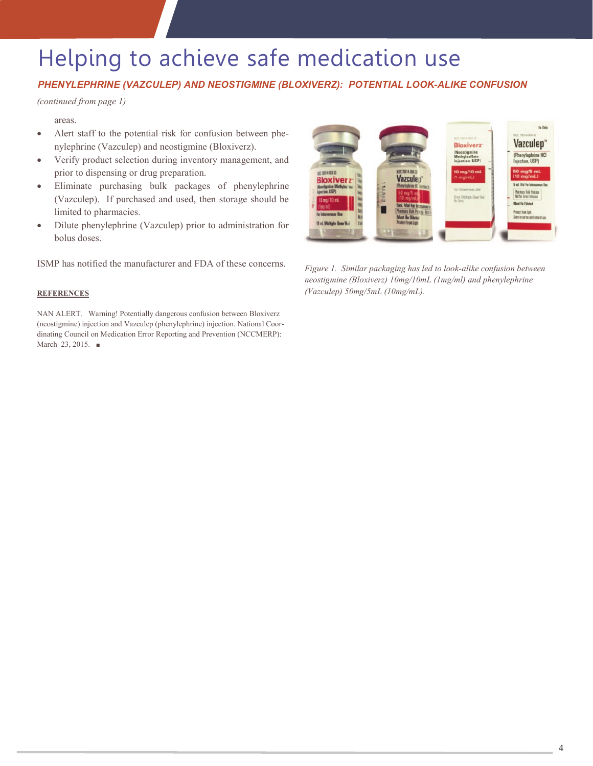# Helping to achieve safe medication use

### *PHENYLEPHRINE (VAZCULEP) AND NEOSTIGMINE (BLOXIVERZ): POTENTIAL LOOK-ALIKE CONFUSION*

*(continued from page 1)*

areas.

- Alert staff to the potential risk for confusion between phenylephrine (Vazculep) and neostigmine (Bloxiverz).
- Verify product selection during inventory management, and prior to dispensing or drug preparation.
- Eliminate purchasing bulk packages of phenylephrine (Vazculep). If purchased and used, then storage should be limited to pharmacies.
- Dilute phenylephrine (Vazculep) prior to administration for bolus doses.

ISMP has notified the manufacturer and FDA of these concerns.

*Figure 1. Similar packaging has led to look-alike confusion between neostigmine (Bloxiverz) 10mg/10mL (1mg/ml) and phenylephrine (Vazculep) 50mg/5mL (10mg/mL).*

**REFERENCES**

NAN ALERT. Warning! Potentially dangerous confusion between Bloxiverz (neostigmine) injection and Vazculep (phenylephrine) injection. National Coordinating Council on Medication Error Reporting and Prevention (NCCMERP): March 23, 2015. ■